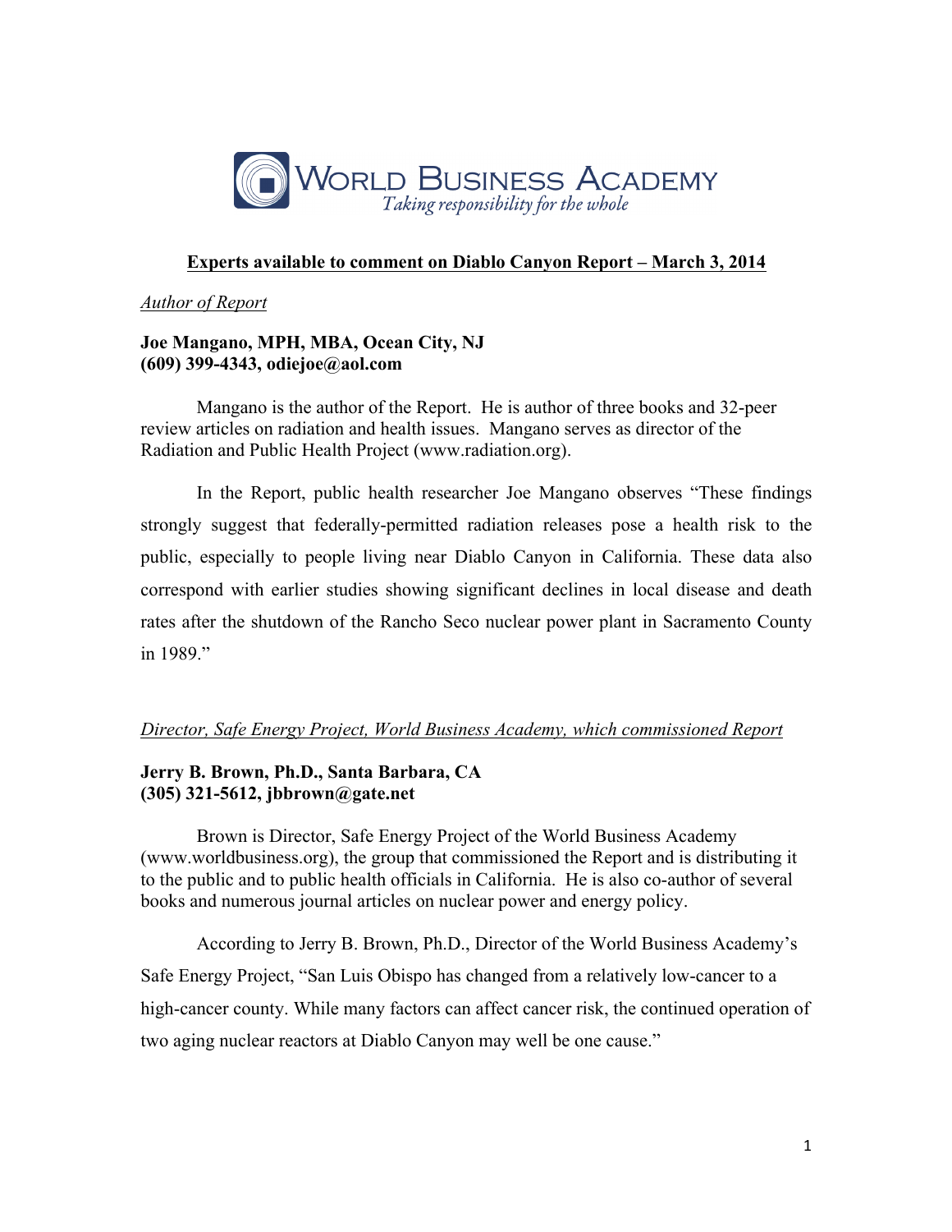WORLD BUSINESS ACADEMY
*Taking responsibility for the whole*

## Experts available to comment on Diablo Canyon Report – March 3, 2014

*Author of Report*

**Joe Mangano, MPH, MBA, Ocean City, NJ**
**(609) 399-4343, odiejoe@aol.com**

Mangano is the author of the Report. He is author of three books and 32-peer review articles on radiation and health issues. Mangano serves as director of the Radiation and Public Health Project (www.radiation.org).

In the Report, public health researcher Joe Mangano observes "These findings strongly suggest that federally-permitted radiation releases pose a health risk to the public, especially to people living near Diablo Canyon in California. These data also correspond with earlier studies showing significant declines in local disease and death rates after the shutdown of the Rancho Seco nuclear power plant in Sacramento County in 1989."

*Director, Safe Energy Project, World Business Academy, which commissioned Report*

**Jerry B. Brown, Ph.D., Santa Barbara, CA**
**(305) 321-5612, jbbrown@gate.net**

Brown is Director, Safe Energy Project of the World Business Academy (www.worldbusiness.org), the group that commissioned the Report and is distributing it to the public and to public health officials in California. He is also co-author of several books and numerous journal articles on nuclear power and energy policy.

According to Jerry B. Brown, Ph.D., Director of the World Business Academy's Safe Energy Project, "San Luis Obispo has changed from a relatively low-cancer to a high-cancer county. While many factors can affect cancer risk, the continued operation of two aging nuclear reactors at Diablo Canyon may well be one cause."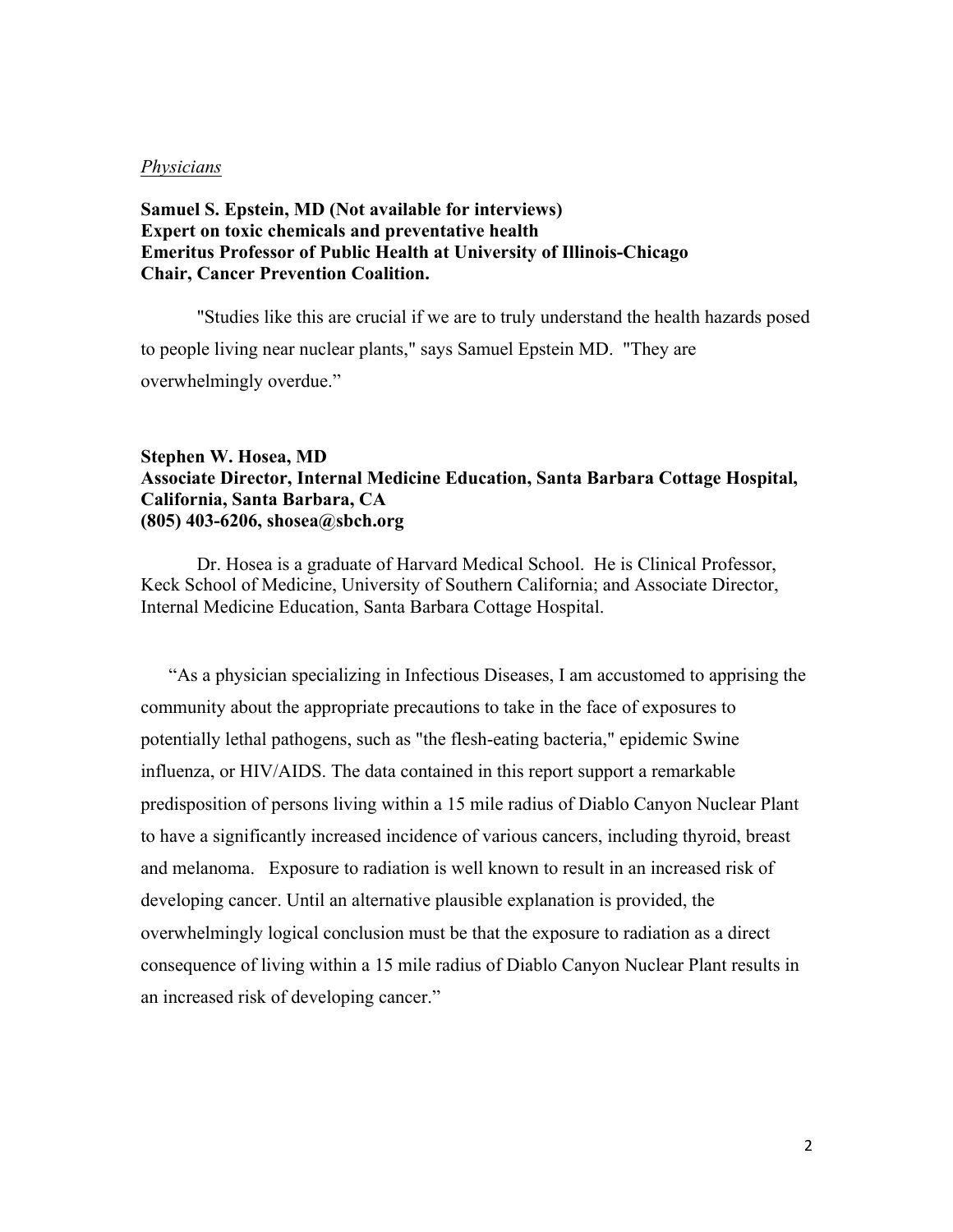*Physicians*

**Samuel S. Epstein, MD (Not available for interviews)**
**Expert on toxic chemicals and preventative health**
**Emeritus Professor of Public Health at University of Illinois-Chicago**
**Chair, Cancer Prevention Coalition.**

"Studies like this are crucial if we are to truly understand the health hazards posed to people living near nuclear plants," says Samuel Epstein MD. "They are overwhelmingly overdue."

**Stephen W. Hosea, MD**
**Associate Director, Internal Medicine Education, Santa Barbara Cottage Hospital, California, Santa Barbara, CA**
**(805) 403-6206, shosea@sbch.org**

Dr. Hosea is a graduate of Harvard Medical School. He is Clinical Professor, Keck School of Medicine, University of Southern California; and Associate Director, Internal Medicine Education, Santa Barbara Cottage Hospital.

"As a physician specializing in Infectious Diseases, I am accustomed to apprising the community about the appropriate precautions to take in the face of exposures to potentially lethal pathogens, such as "the flesh-eating bacteria," epidemic Swine influenza, or HIV/AIDS. The data contained in this report support a remarkable predisposition of persons living within a 15 mile radius of Diablo Canyon Nuclear Plant to have a significantly increased incidence of various cancers, including thyroid, breast and melanoma. Exposure to radiation is well known to result in an increased risk of developing cancer. Until an alternative plausible explanation is provided, the overwhelmingly logical conclusion must be that the exposure to radiation as a direct consequence of living within a 15 mile radius of Diablo Canyon Nuclear Plant results in an increased risk of developing cancer."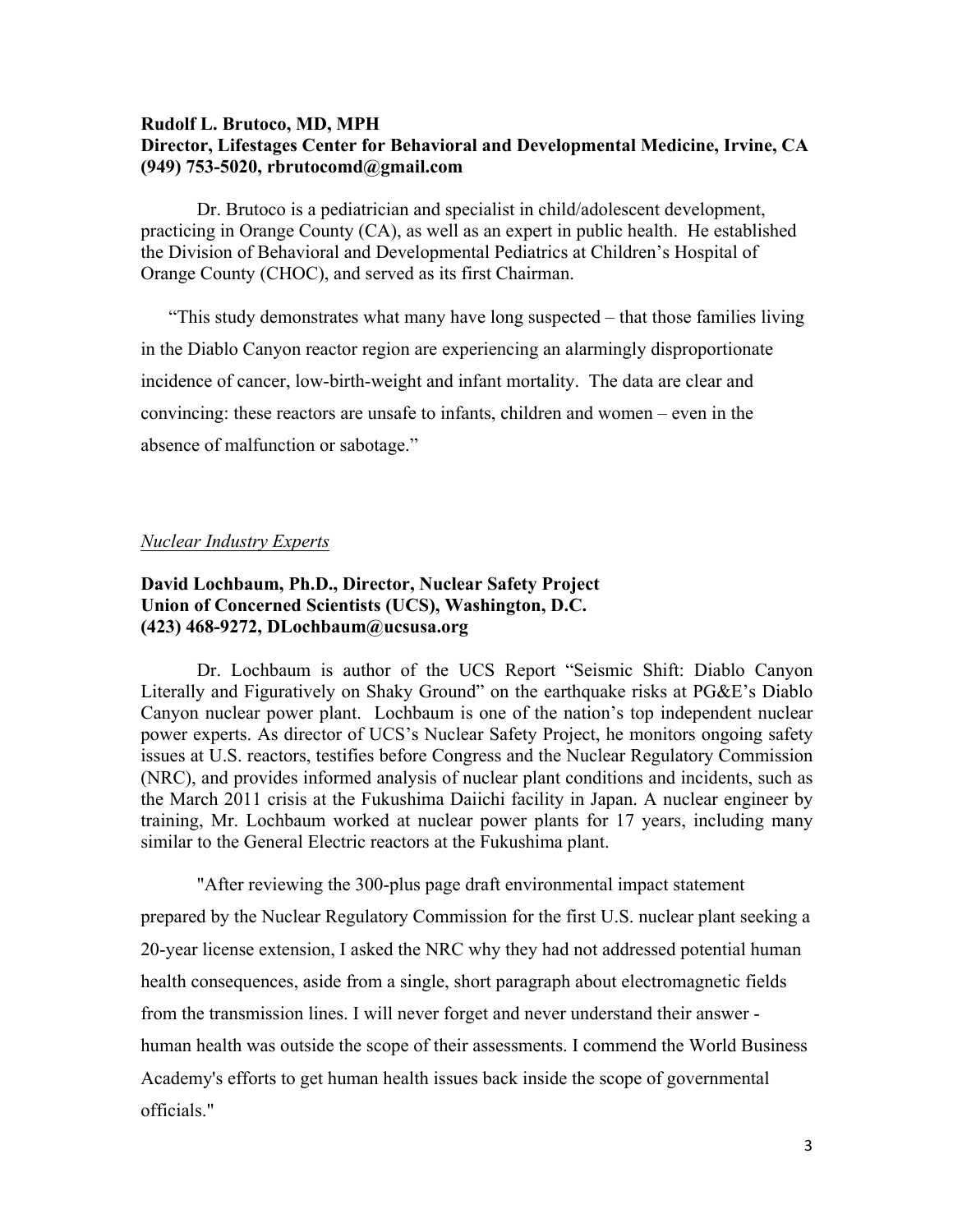**Rudolf L. Brutoco, MD, MPH**
**Director, Lifestages Center for Behavioral and Developmental Medicine, Irvine, CA**
**(949) 753-5020, rbrutocomd@gmail.com**

Dr. Brutoco is a pediatrician and specialist in child/adolescent development, practicing in Orange County (CA), as well as an expert in public health. He established the Division of Behavioral and Developmental Pediatrics at Children's Hospital of Orange County (CHOC), and served as its first Chairman.

"This study demonstrates what many have long suspected – that those families living in the Diablo Canyon reactor region are experiencing an alarmingly disproportionate incidence of cancer, low-birth-weight and infant mortality. The data are clear and convincing: these reactors are unsafe to infants, children and women – even in the absence of malfunction or sabotage."

*Nuclear Industry Experts*

**David Lochbaum, Ph.D., Director, Nuclear Safety Project**
**Union of Concerned Scientists (UCS), Washington, D.C.**
**(423) 468-9272, DLochbaum@ucsusa.org**

Dr. Lochbaum is author of the UCS Report "Seismic Shift: Diablo Canyon Literally and Figuratively on Shaky Ground" on the earthquake risks at PG&E's Diablo Canyon nuclear power plant. Lochbaum is one of the nation's top independent nuclear power experts. As director of UCS's Nuclear Safety Project, he monitors ongoing safety issues at U.S. reactors, testifies before Congress and the Nuclear Regulatory Commission (NRC), and provides informed analysis of nuclear plant conditions and incidents, such as the March 2011 crisis at the Fukushima Daiichi facility in Japan. A nuclear engineer by training, Mr. Lochbaum worked at nuclear power plants for 17 years, including many similar to the General Electric reactors at the Fukushima plant.

"After reviewing the 300-plus page draft environmental impact statement prepared by the Nuclear Regulatory Commission for the first U.S. nuclear plant seeking a 20-year license extension, I asked the NRC why they had not addressed potential human health consequences, aside from a single, short paragraph about electromagnetic fields from the transmission lines. I will never forget and never understand their answer - human health was outside the scope of their assessments. I commend the World Business Academy's efforts to get human health issues back inside the scope of governmental officials."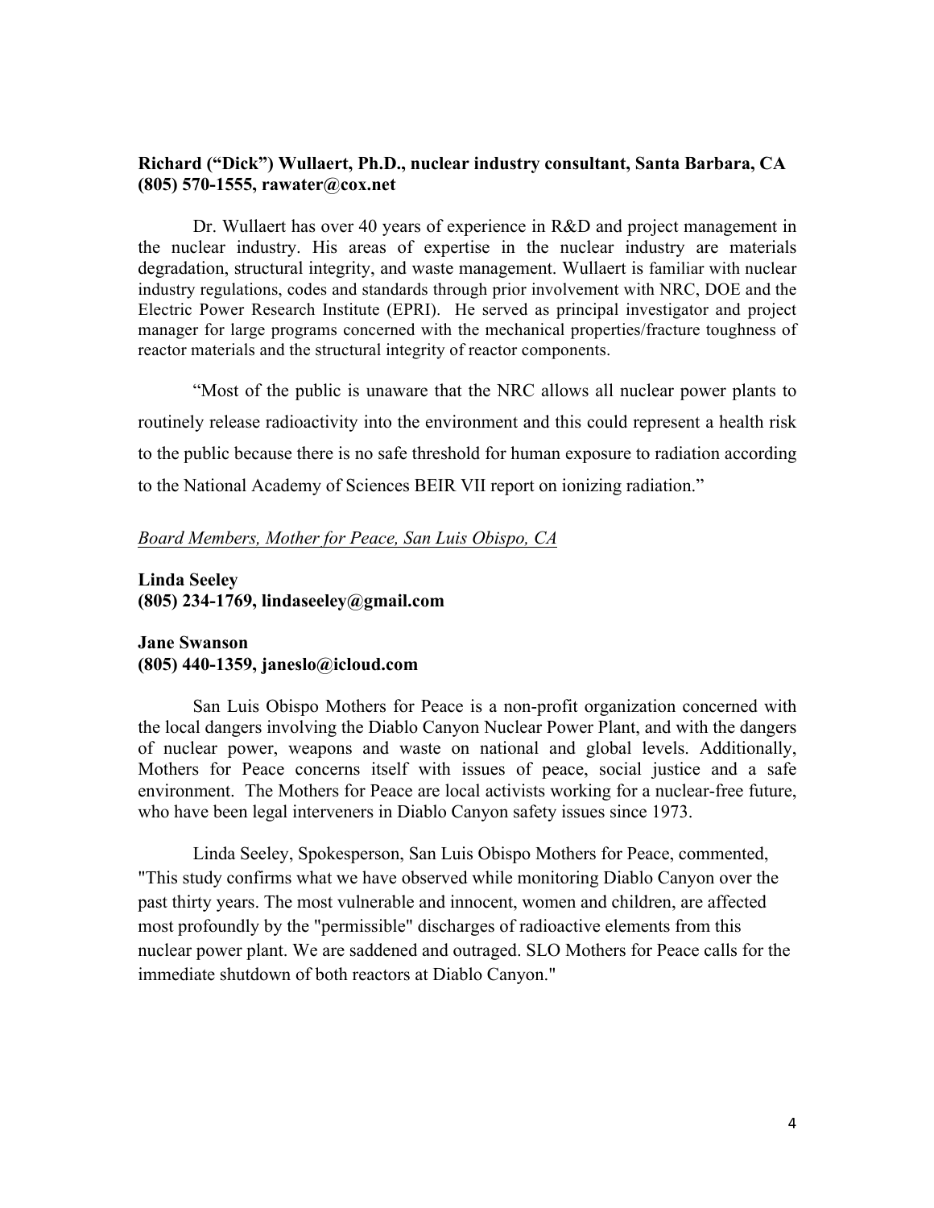**Richard ("Dick") Wullaert, Ph.D., nuclear industry consultant, Santa Barbara, CA (805) 570-1555, rawater@cox.net**

Dr. Wullaert has over 40 years of experience in R&D and project management in the nuclear industry. His areas of expertise in the nuclear industry are materials degradation, structural integrity, and waste management. Wullaert is familiar with nuclear industry regulations, codes and standards through prior involvement with NRC, DOE and the Electric Power Research Institute (EPRI). He served as principal investigator and project manager for large programs concerned with the mechanical properties/fracture toughness of reactor materials and the structural integrity of reactor components.

"Most of the public is unaware that the NRC allows all nuclear power plants to routinely release radioactivity into the environment and this could represent a health risk to the public because there is no safe threshold for human exposure to radiation according to the National Academy of Sciences BEIR VII report on ionizing radiation."

*Board Members, Mother for Peace, San Luis Obispo, CA*

**Linda Seeley**
**(805) 234-1769, lindaseeley@gmail.com**

**Jane Swanson**
**(805) 440-1359, janeslo@icloud.com**

San Luis Obispo Mothers for Peace is a non-profit organization concerned with the local dangers involving the Diablo Canyon Nuclear Power Plant, and with the dangers of nuclear power, weapons and waste on national and global levels. Additionally, Mothers for Peace concerns itself with issues of peace, social justice and a safe environment. The Mothers for Peace are local activists working for a nuclear-free future, who have been legal interveners in Diablo Canyon safety issues since 1973.

Linda Seeley, Spokesperson, San Luis Obispo Mothers for Peace, commented, "This study confirms what we have observed while monitoring Diablo Canyon over the past thirty years. The most vulnerable and innocent, women and children, are affected most profoundly by the "permissible" discharges of radioactive elements from this nuclear power plant. We are saddened and outraged. SLO Mothers for Peace calls for the immediate shutdown of both reactors at Diablo Canyon."